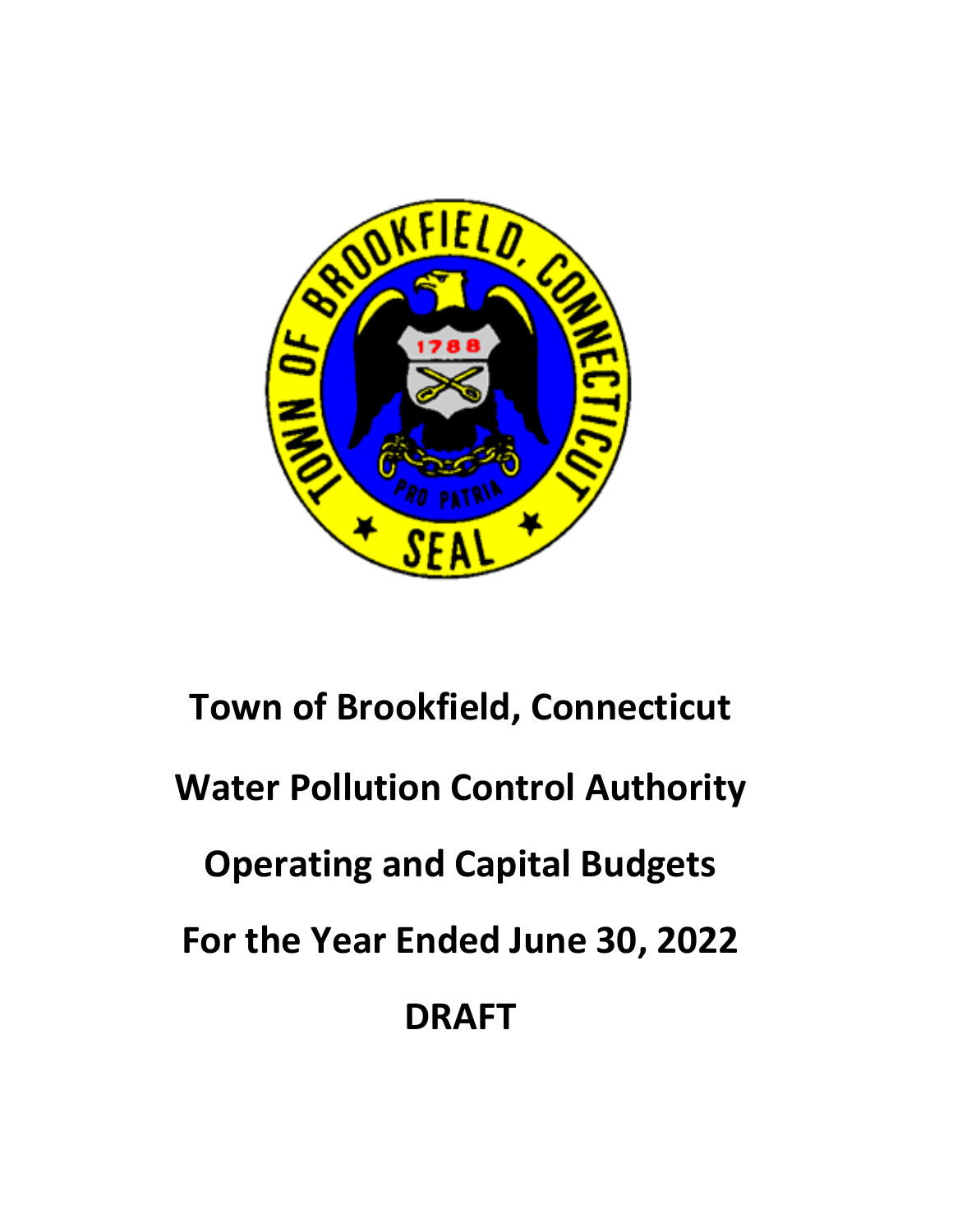# Town of Brookfield, Connecticut

# Water Pollution Control Authority

# Operating and Capital Budgets

# For the Year Ended June 30, 2022

# DRAFT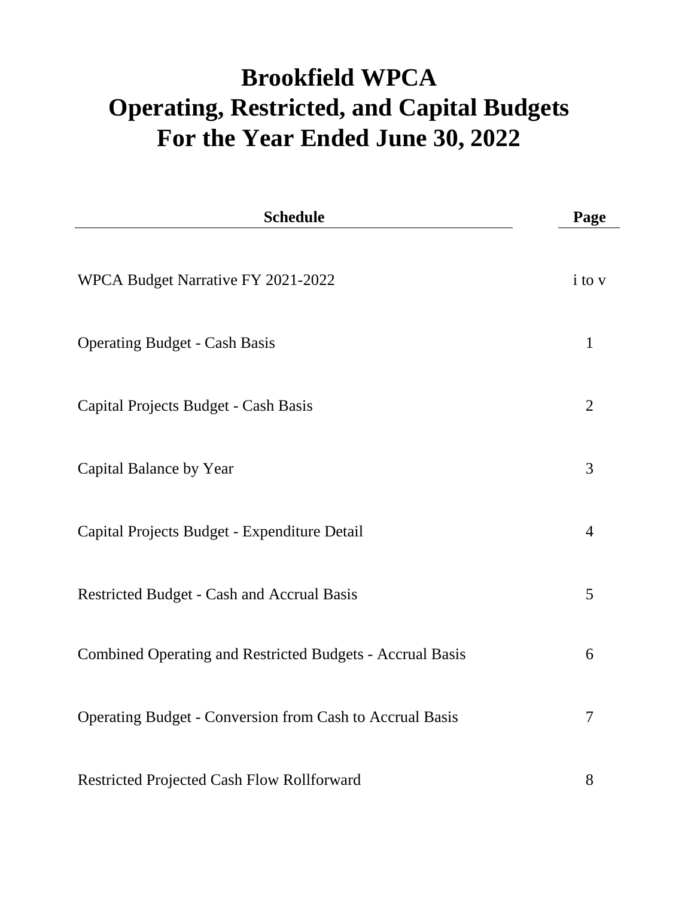# Brookfield WPCA
# Operating, Restricted, and Capital Budgets
# For the Year Ended June 30, 2022

| Schedule | Page |
| --- | --- |
| WPCA Budget Narrative FY 2021-2022 | i to v |
| Operating Budget - Cash Basis | 1 |
| Capital Projects Budget - Cash Basis | 2 |
| Capital Balance by Year | 3 |
| Capital Projects Budget - Expenditure Detail | 4 |
| Restricted Budget - Cash and Accrual Basis | 5 |
| Combined Operating and Restricted Budgets - Accrual Basis | 6 |
| Operating Budget - Conversion from Cash to Accrual Basis | 7 |
| Restricted Projected Cash Flow Rollforward | 8 |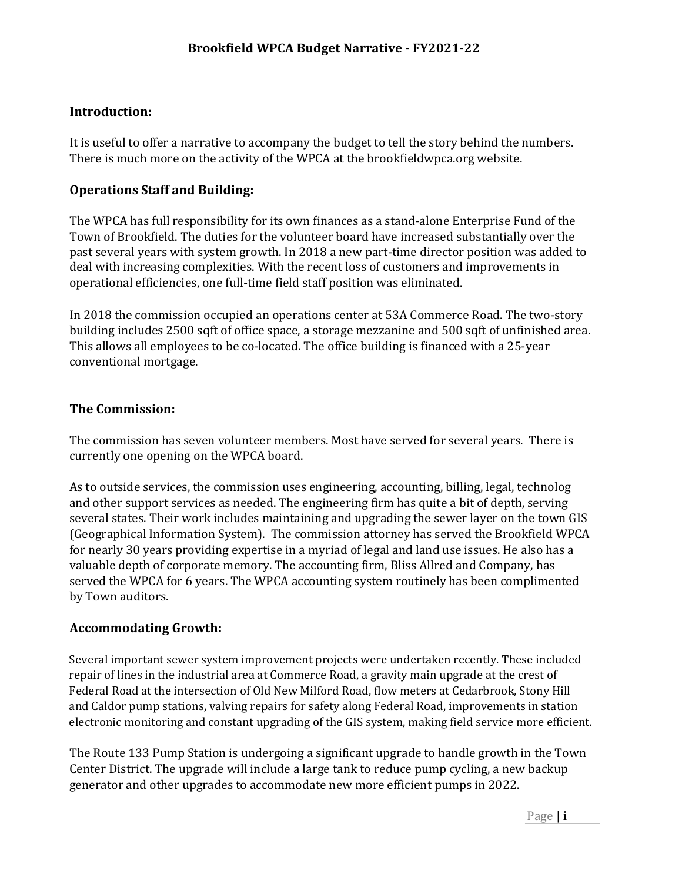# Brookfield WPCA Budget Narrative - FY2021-22

## Introduction:

It is useful to offer a narrative to accompany the budget to tell the story behind the numbers. There is much more on the activity of the WPCA at the brookfieldwpca.org website.

## Operations Staff and Building:

The WPCA has full responsibility for its own finances as a stand-alone Enterprise Fund of the Town of Brookfield. The duties for the volunteer board have increased substantially over the past several years with system growth. In 2018 a new part-time director position was added to deal with increasing complexities. With the recent loss of customers and improvements in operational efficiencies, one full-time field staff position was eliminated.

In 2018 the commission occupied an operations center at 53A Commerce Road. The two-story building includes 2500 sqft of office space, a storage mezzanine and 500 sqft of unfinished area. This allows all employees to be co-located. The office building is financed with a 25-year conventional mortgage.

## The Commission:

The commission has seven volunteer members. Most have served for several years. There is currently one opening on the WPCA board.

As to outside services, the commission uses engineering, accounting, billing, legal, technolog and other support services as needed. The engineering firm has quite a bit of depth, serving several states. Their work includes maintaining and upgrading the sewer layer on the town GIS (Geographical Information System). The commission attorney has served the Brookfield WPCA for nearly 30 years providing expertise in a myriad of legal and land use issues. He also has a valuable depth of corporate memory. The accounting firm, Bliss Allred and Company, has served the WPCA for 6 years. The WPCA accounting system routinely has been complimented by Town auditors.

## Accommodating Growth:

Several important sewer system improvement projects were undertaken recently. These included repair of lines in the industrial area at Commerce Road, a gravity main upgrade at the crest of Federal Road at the intersection of Old New Milford Road, flow meters at Cedarbrook, Stony Hill and Caldor pump stations, valving repairs for safety along Federal Road, improvements in station electronic monitoring and constant upgrading of the GIS system, making field service more efficient.

The Route 133 Pump Station is undergoing a significant upgrade to handle growth in the Town Center District. The upgrade will include a large tank to reduce pump cycling, a new backup generator and other upgrades to accommodate new more efficient pumps in 2022.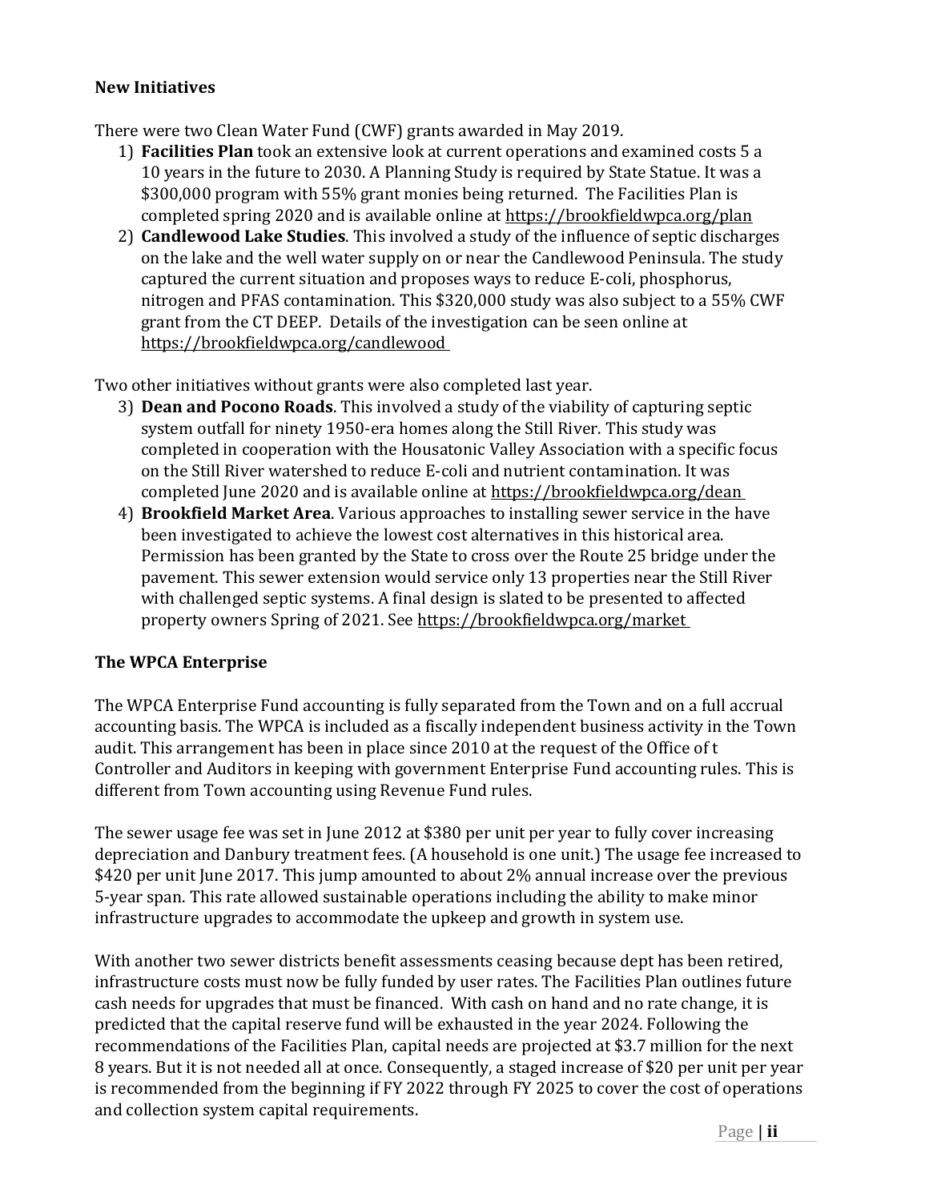**New Initiatives**

There were two Clean Water Fund (CWF) grants awarded in May 2019.

1) **Facilities Plan** took an extensive look at current operations and examined costs 5 a 10 years in the future to 2030. A Planning Study is required by State Statue. It was a $300,000 program with 55% grant monies being returned. The Facilities Plan is completed spring 2020 and is available online at https://brookfieldwpca.org/plan
2) **Candlewood Lake Studies**. This involved a study of the influence of septic discharges on the lake and the well water supply on or near the Candlewood Peninsula. The study captured the current situation and proposes ways to reduce E-coli, phosphorus, nitrogen and PFAS contamination. This $320,000 study was also subject to a 55% CWF grant from the CT DEEP. Details of the investigation can be seen online at https://brookfieldwpca.org/candlewood

Two other initiatives without grants were also completed last year.

3) **Dean and Pocono Roads**. This involved a study of the viability of capturing septic system outfall for ninety 1950-era homes along the Still River. This study was completed in cooperation with the Housatonic Valley Association with a specific focus on the Still River watershed to reduce E-coli and nutrient contamination. It was completed June 2020 and is available online at https://brookfieldwpca.org/dean
4) **Brookfield Market Area**. Various approaches to installing sewer service in the have been investigated to achieve the lowest cost alternatives in this historical area. Permission has been granted by the State to cross over the Route 25 bridge under the pavement. This sewer extension would service only 13 properties near the Still River with challenged septic systems. A final design is slated to be presented to affected property owners Spring of 2021. See https://brookfieldwpca.org/market

**The WPCA Enterprise**

The WPCA Enterprise Fund accounting is fully separated from the Town and on a full accrual accounting basis. The WPCA is included as a fiscally independent business activity in the Town audit. This arrangement has been in place since 2010 at the request of the Office of t Controller and Auditors in keeping with government Enterprise Fund accounting rules. This is different from Town accounting using Revenue Fund rules.

The sewer usage fee was set in June 2012 at $380 per unit per year to fully cover increasing depreciation and Danbury treatment fees. (A household is one unit.) The usage fee increased to $420 per unit June 2017. This jump amounted to about 2% annual increase over the previous 5-year span. This rate allowed sustainable operations including the ability to make minor infrastructure upgrades to accommodate the upkeep and growth in system use.

With another two sewer districts benefit assessments ceasing because dept has been retired, infrastructure costs must now be fully funded by user rates. The Facilities Plan outlines future cash needs for upgrades that must be financed. With cash on hand and no rate change, it is predicted that the capital reserve fund will be exhausted in the year 2024. Following the recommendations of the Facilities Plan, capital needs are projected at $3.7 million for the next 8 years. But it is not needed all at once. Consequently, a staged increase of $20 per unit per year is recommended from the beginning if FY 2022 through FY 2025 to cover the cost of operations and collection system capital requirements.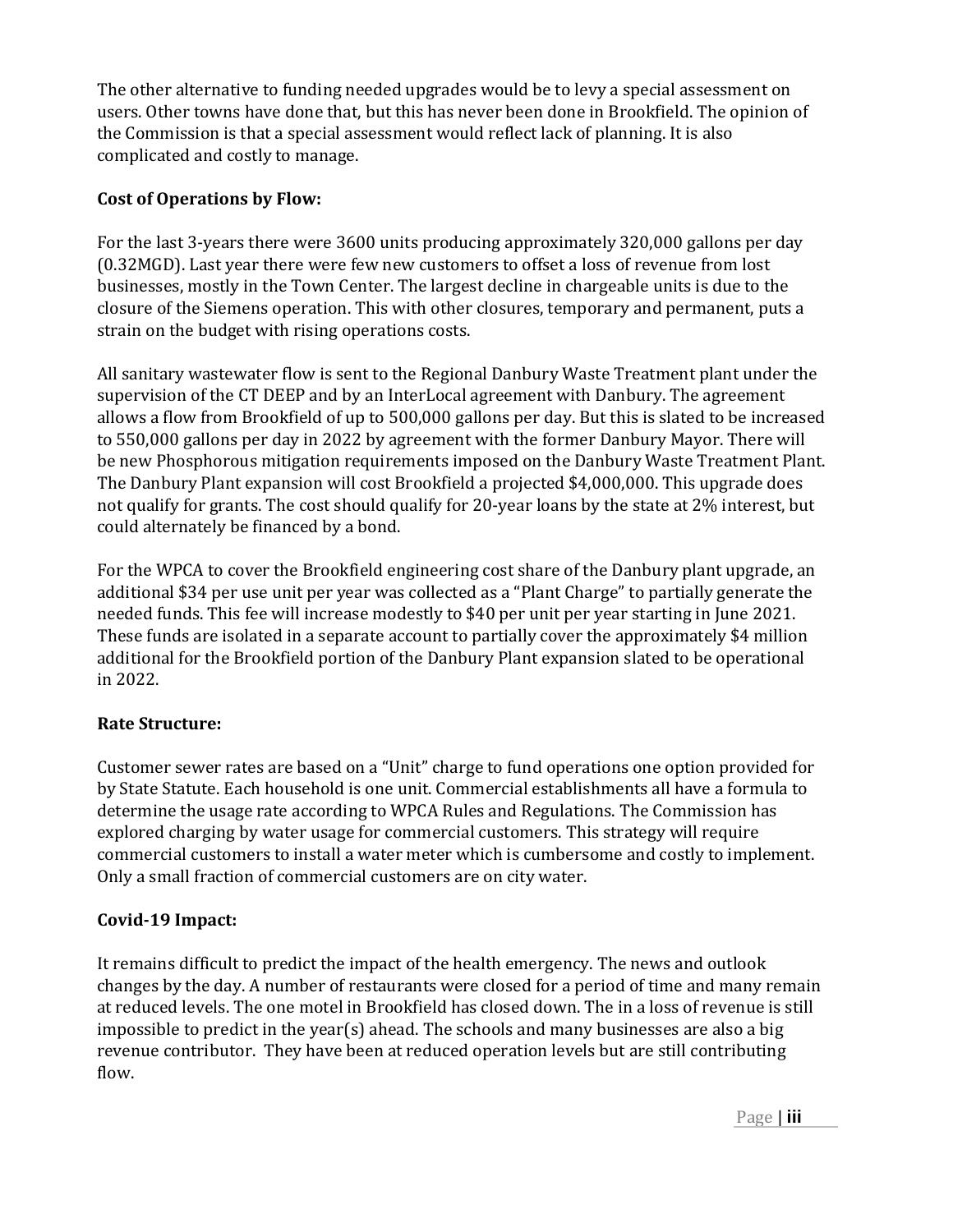The other alternative to funding needed upgrades would be to levy a special assessment on users. Other towns have done that, but this has never been done in Brookfield. The opinion of the Commission is that a special assessment would reflect lack of planning. It is also complicated and costly to manage.

**Cost of Operations by Flow:**

For the last 3-years there were 3600 units producing approximately 320,000 gallons per day (0.32MGD). Last year there were few new customers to offset a loss of revenue from lost businesses, mostly in the Town Center. The largest decline in chargeable units is due to the closure of the Siemens operation. This with other closures, temporary and permanent, puts a strain on the budget with rising operations costs.

All sanitary wastewater flow is sent to the Regional Danbury Waste Treatment plant under the supervision of the CT DEEP and by an InterLocal agreement with Danbury. The agreement allows a flow from Brookfield of up to 500,000 gallons per day. But this is slated to be increased to 550,000 gallons per day in 2022 by agreement with the former Danbury Mayor. There will be new Phosphorous mitigation requirements imposed on the Danbury Waste Treatment Plant. The Danbury Plant expansion will cost Brookfield a projected $4,000,000. This upgrade does not qualify for grants. The cost should qualify for 20-year loans by the state at 2% interest, but could alternately be financed by a bond.

For the WPCA to cover the Brookfield engineering cost share of the Danbury plant upgrade, an additional $34 per use unit per year was collected as a "Plant Charge" to partially generate the needed funds. This fee will increase modestly to $40 per unit per year starting in June 2021. These funds are isolated in a separate account to partially cover the approximately $4 million additional for the Brookfield portion of the Danbury Plant expansion slated to be operational in 2022.

**Rate Structure:**

Customer sewer rates are based on a "Unit" charge to fund operations one option provided for by State Statute. Each household is one unit. Commercial establishments all have a formula to determine the usage rate according to WPCA Rules and Regulations. The Commission has explored charging by water usage for commercial customers. This strategy will require commercial customers to install a water meter which is cumbersome and costly to implement. Only a small fraction of commercial customers are on city water.

**Covid-19 Impact:**

It remains difficult to predict the impact of the health emergency. The news and outlook changes by the day. A number of restaurants were closed for a period of time and many remain at reduced levels. The one motel in Brookfield has closed down. The in a loss of revenue is still impossible to predict in the year(s) ahead. The schools and many businesses are also a big revenue contributor. They have been at reduced operation levels but are still contributing flow.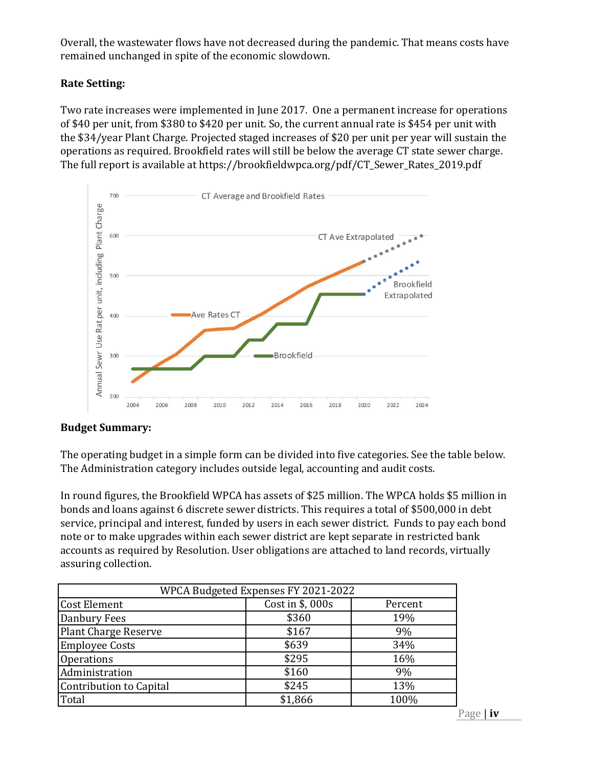Overall, the wastewater flows have not decreased during the pandemic. That means costs have remained unchanged in spite of the economic slowdown.

**Rate Setting:**

Two rate increases were implemented in June 2017. One a permanent increase for operations of $40 per unit, from $380 to $420 per unit. So, the current annual rate is $454 per unit with the $34/year Plant Charge. Projected staged increases of $20 per unit per year will sustain the operations as required. Brookfield rates will still be below the average CT state sewer charge. The full report is available at https://brookfieldwpca.org/pdf/CT_Sewer_Rates_2019.pdf

**Budget Summary:**

The operating budget in a simple form can be divided into five categories. See the table below. The Administration category includes outside legal, accounting and audit costs.

In round figures, the Brookfield WPCA has assets of $25 million. The WPCA holds $5 million in bonds and loans against 6 discrete sewer districts. This requires a total of $500,000 in debt service, principal and interest, funded by users in each sewer district. Funds to pay each bond note or to make upgrades within each sewer district are kept separate in restricted bank accounts as required by Resolution. User obligations are attached to land records, virtually assuring collection.

| WPCA Budgeted Expenses FY 2021-2022 | | |
|---|---|---|
| Cost Element | Cost in $, 000s | Percent |
| Danbury Fees | $360 | 19% |
| Plant Charge Reserve | $167 | 9% |
| Employee Costs | $639 | 34% |
| Operations | $295 | 16% |
| Administration | $160 | 9% |
| Contribution to Capital | $245 | 13% |
| Total | $1,866 | 100% |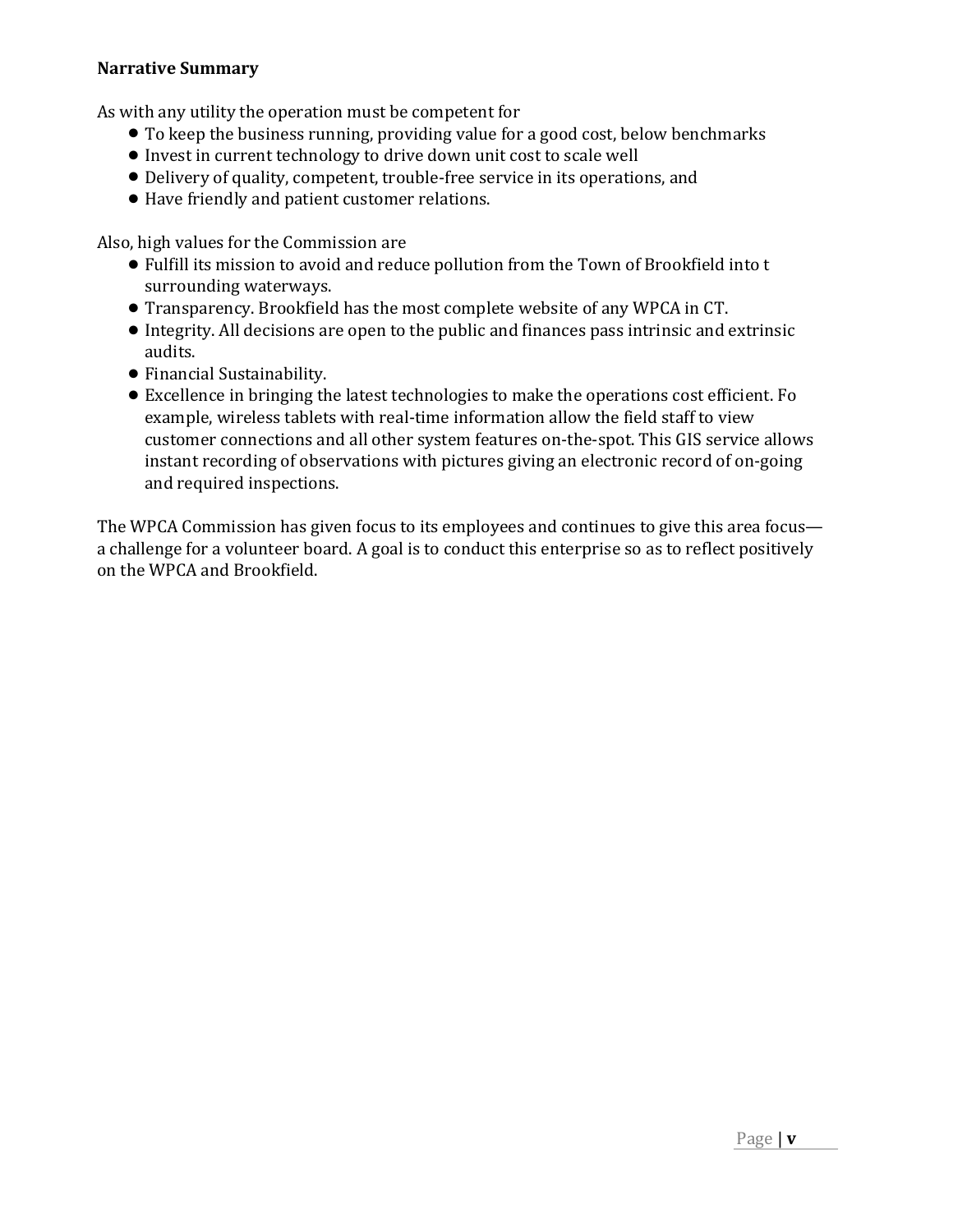**Narrative Summary**

As with any utility the operation must be competent for

- To keep the business running, providing value for a good cost, below benchmarks
- Invest in current technology to drive down unit cost to scale well
- Delivery of quality, competent, trouble-free service in its operations, and
- Have friendly and patient customer relations.

Also, high values for the Commission are

- Fulfill its mission to avoid and reduce pollution from the Town of Brookfield into t surrounding waterways.
- Transparency. Brookfield has the most complete website of any WPCA in CT.
- Integrity. All decisions are open to the public and finances pass intrinsic and extrinsic audits.
- Financial Sustainability.
- Excellence in bringing the latest technologies to make the operations cost efficient. Fo example, wireless tablets with real-time information allow the field staff to view customer connections and all other system features on-the-spot. This GIS service allows instant recording of observations with pictures giving an electronic record of on-going and required inspections.

The WPCA Commission has given focus to its employees and continues to give this area focus—a challenge for a volunteer board. A goal is to conduct this enterprise so as to reflect positively on the WPCA and Brookfield.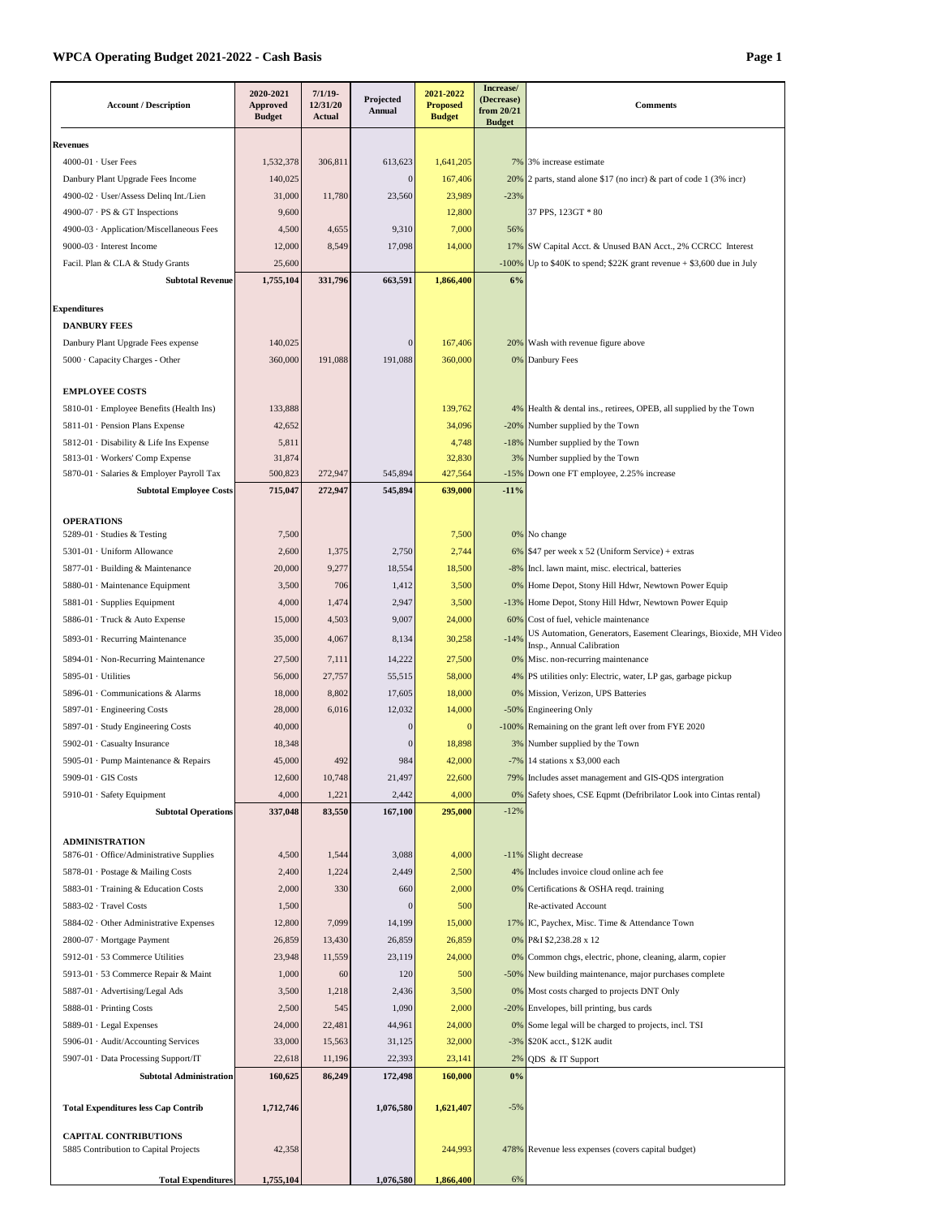# WPCA Operating Budget 2021-2022 - Cash Basis

| Account / Description | 2020-2021 Approved Budget | 7/1/19-12/31/20 Actual | Projected Annual | 2021-2022 Proposed Budget | Increase/ (Decrease) from 20/21 Budget | Comments |
|---|---|---|---|---|---|---|
| **Revenues** | | | | | | |
| 4000-01 · User Fees | 1,532,378 | 306,811 | 613,623 | 1,641,205 | 7% | 3% increase estimate |
| Danbury Plant Upgrade Fees Income | 140,025 | | 0 | 167,406 | 20% | 2 parts, stand alone $17 (no incr) & part of code 1 (3% incr) |
| 4900-02 · User/Assess Delinq Int./Lien | 31,000 | 11,780 | 23,560 | 23,989 | -23% | |
| 4900-07 · PS & GT Inspections | 9,600 | | | 12,800 | | 37 PPS, 123GT * 80 |
| 4900-03 · Application/Miscellaneous Fees | 4,500 | 4,655 | 9,310 | 7,000 | 56% | |
| 9000-03 · Interest Income | 12,000 | 8,549 | 17,098 | 14,000 | 17% | SW Capital Acct. & Unused BAN Acct., 2% CCRCC Interest |
| Facil. Plan & CLA & Study Grants | 25,600 | | | | -100% | Up to $40K to spend; $22K grant revenue + $3,600 due in July |
| **Subtotal Revenue** | **1,755,104** | **331,796** | **663,591** | **1,866,400** | **6%** | |
| **Expenditures** | | | | | | |
| **DANBURY FEES** | | | | | | |
| Danbury Plant Upgrade Fees expense | 140,025 | | 0 | 167,406 | 20% | Wash with revenue figure above |
| 5000 · Capacity Charges - Other | 360,000 | 191,088 | 191,088 | 360,000 | 0% | Danbury Fees |
| **EMPLOYEE COSTS** | | | | | | |
| 5810-01 · Employee Benefits (Health Ins) | 133,888 | | | 139,762 | 4% | Health & dental ins., retirees, OPEB, all supplied by the Town |
| 5811-01 · Pension Plans Expense | 42,652 | | | 34,096 | -20% | Number supplied by the Town |
| 5812-01 · Disability & Life Ins Expense | 5,811 | | | 4,748 | -18% | Number supplied by the Town |
| 5813-01 · Workers' Comp Expense | 31,874 | | | 32,830 | 3% | Number supplied by the Town |
| 5870-01 · Salaries & Employer Payroll Tax | 500,823 | 272,947 | 545,894 | 427,564 | -15% | Down one FT employee, 2.25% increase |
| **Subtotal Employee Costs** | **715,047** | **272,947** | **545,894** | **639,000** | **-11%** | |
| **OPERATIONS** | | | | | | |
| 5289-01 · Studies & Testing | 7,500 | | | 7,500 | 0% | No change |
| 5301-01 · Uniform Allowance | 2,600 | 1,375 | 2,750 | 2,744 | 6% | $47 per week x 52 (Uniform Service) + extras |
| 5877-01 · Building & Maintenance | 20,000 | 9,277 | 18,554 | 18,500 | -8% | Incl. lawn maint, misc. electrical, batteries |
| 5880-01 · Maintenance Equipment | 3,500 | 706 | 1,412 | 3,500 | 0% | Home Depot, Stony Hill Hdwr, Newtown Power Equip |
| 5881-01 · Supplies Equipment | 4,000 | 1,474 | 2,947 | 3,500 | -13% | Home Depot, Stony Hill Hdwr, Newtown Power Equip |
| 5886-01 · Truck & Auto Expense | 15,000 | 4,503 | 9,007 | 24,000 | 60% | Cost of fuel, vehicle maintenance |
| 5893-01 · Recurring Maintenance | 35,000 | 4,067 | 8,134 | 30,258 | -14% | US Automation, Generators, Easement Clearings, Bioxide, MH Video Insp., Annual Calibration |
| 5894-01 · Non-Recurring Maintenance | 27,500 | 7,111 | 14,222 | 27,500 | 0% | Misc. non-recurring maintenance |
| 5895-01 · Utilities | 56,000 | 27,757 | 55,515 | 58,000 | 4% | PS utilities only: Electric, water, LP gas, garbage pickup |
| 5896-01 · Communications & Alarms | 18,000 | 8,802 | 17,605 | 18,000 | 0% | Mission, Verizon, UPS Batteries |
| 5897-01 · Engineering Costs | 28,000 | 6,016 | 12,032 | 14,000 | -50% | Engineering Only |
| 5897-01 · Study Engineering Costs | 40,000 | | 0 | 0 | -100% | Remaining on the grant left over from FYE 2020 |
| 5902-01 · Casualty Insurance | 18,348 | | 0 | 18,898 | 3% | Number supplied by the Town |
| 5905-01 · Pump Maintenance & Repairs | 45,000 | 492 | 984 | 42,000 | -7% | 14 stations x $3,000 each |
| 5909-01 · GIS Costs | 12,600 | 10,748 | 21,497 | 22,600 | 79% | Includes asset management and GIS-QDS intergration |
| 5910-01 · Safety Equipment | 4,000 | 1,221 | 2,442 | 4,000 | 0% | Safety shoes, CSE Eqpmt (Defribrilator Look into Cintas rental) |
| **Subtotal Operations** | **337,048** | **83,550** | **167,100** | **295,000** | -12% | |
| **ADMINISTRATION** | | | | | | |
| 5876-01 · Office/Administrative Supplies | 4,500 | 1,544 | 3,088 | 4,000 | -11% | Slight decrease |
| 5878-01 · Postage & Mailing Costs | 2,400 | 1,224 | 2,449 | 2,500 | 4% | Includes invoice cloud online ach fee |
| 5883-01 · Training & Education Costs | 2,000 | 330 | 660 | 2,000 | 0% | Certifications & OSHA reqd. training |
| 5883-02 · Travel Costs | 1,500 | | 0 | 500 | | Re-activated Account |
| 5884-02 · Other Administrative Expenses | 12,800 | 7,099 | 14,199 | 15,000 | 17% | IC, Paychex, Misc. Time & Attendance Town |
| 2800-07 · Mortgage Payment | 26,859 | 13,430 | 26,859 | 26,859 | 0% | P&I $2,238.28 x 12 |
| 5912-01 · 53 Commerce Utilities | 23,948 | 11,559 | 23,119 | 24,000 | 0% | Common chgs, electric, phone, cleaning, alarm, copier |
| 5913-01 · 53 Commerce Repair & Maint | 1,000 | 60 | 120 | 500 | -50% | New building maintenance, major purchases complete |
| 5887-01 · Advertising/Legal Ads | 3,500 | 1,218 | 2,436 | 3,500 | 0% | Most costs charged to projects DNT Only |
| 5888-01 · Printing Costs | 2,500 | 545 | 1,090 | 2,000 | -20% | Envelopes, bill printing, bus cards |
| 5889-01 · Legal Expenses | 24,000 | 22,481 | 44,961 | 24,000 | 0% | Some legal will be charged to projects, incl. TSI |
| 5906-01 · Audit/Accounting Services | 33,000 | 15,563 | 31,125 | 32,000 | -3% | $20K acct., $12K audit |
| 5907-01 · Data Processing Support/IT | 22,618 | 11,196 | 22,393 | 23,141 | 2% | QDS & IT Support |
| **Subtotal Administration** | **160,625** | **86,249** | **172,498** | **160,000** | **0%** | |
| **Total Expenditures less Cap Contrib** | **1,712,746** | | **1,076,580** | **1,621,407** | -5% | |
| **CAPITAL CONTRIBUTIONS** | | | | | | |
| 5885 Contribution to Capital Projects | 42,358 | | | 244,993 | 478% | Revenue less expenses (covers capital budget) |
| **Total Expenditures** | **1,755,104** | | **1,076,580** | **1,866,400** | 6% | |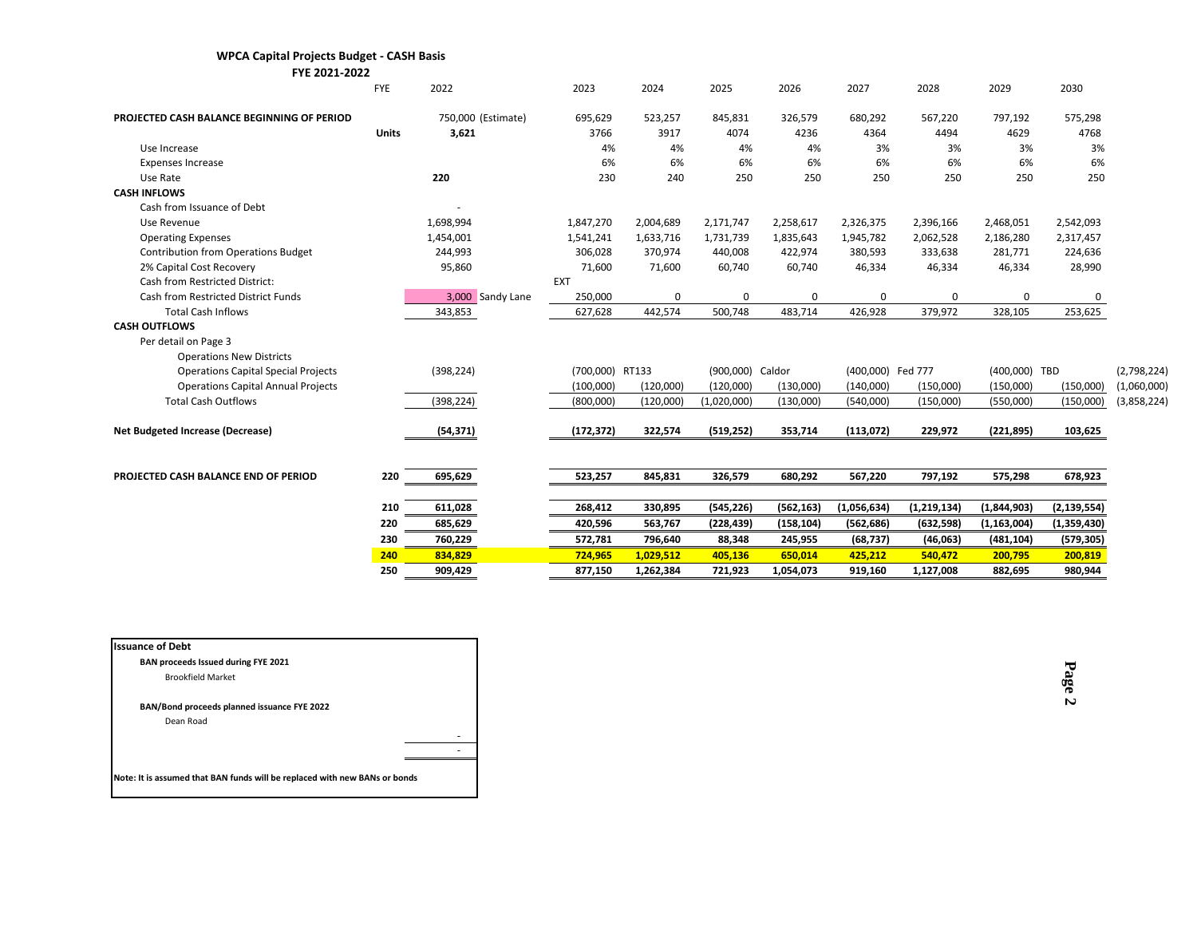## WPCA Capital Projects Budget - CASH Basis

### FYE 2021-2022

| | FYE | 2022 | | 2023 | | 2024 | 2025 | | 2026 | 2027 | | 2028 | 2029 | | 2030 | |
|---|---|---|---|---|---|---|---|---|---|---|---|---|---|---|---|---|
| **PROJECTED CASH BALANCE BEGINNING OF PERIOD** | | 750,000 | (Estimate) | 695,629 | | 523,257 | 845,831 | | 326,579 | 680,292 | | 567,220 | 797,192 | | 575,298 | |
| | **Units** | **3,621** | | 3766 | | 3917 | 4074 | | 4236 | 4364 | | 4494 | 4629 | | 4768 | |
| Use Increase | | | | 4% | | 4% | 4% | | 4% | 3% | | 3% | 3% | | 3% | |
| Expenses Increase | | | | 6% | | 6% | 6% | | 6% | 6% | | 6% | 6% | | 6% | |
| Use Rate | | **220** | | 230 | | 240 | 250 | | 250 | 250 | | 250 | 250 | | 250 | |
| **CASH INFLOWS** | | | | | | | | | | | | | | | | |
| Cash from Issuance of Debt | | - | | | | | | | | | | | | | | |
| Use Revenue | | 1,698,994 | | 1,847,270 | | 2,004,689 | 2,171,747 | | 2,258,617 | 2,326,375 | | 2,396,166 | 2,468,051 | | 2,542,093 | |
| Operating Expenses | | 1,454,001 | | 1,541,241 | | 1,633,716 | 1,731,739 | | 1,835,643 | 1,945,782 | | 2,062,528 | 2,186,280 | | 2,317,457 | |
| Contribution from Operations Budget | | 244,993 | | 306,028 | | 370,974 | 440,008 | | 422,974 | 380,593 | | 333,638 | 281,771 | | 224,636 | |
| 2% Capital Cost Recovery | | 95,860 | | 71,600 | | 71,600 | 60,740 | | 60,740 | 46,334 | | 46,334 | 46,334 | | 28,990 | |
| Cash from Restricted District: | | | | EXT | | | | | | | | | | | | |
| Cash from Restricted District Funds | | 3,000 | Sandy Lane | 250,000 | | 0 | 0 | | 0 | 0 | | 0 | 0 | | 0 | |
| Total Cash Inflows | | 343,853 | | 627,628 | | 442,574 | 500,748 | | 483,714 | 426,928 | | 379,972 | 328,105 | | 253,625 | |
| **CASH OUTFLOWS** | | | | | | | | | | | | | | | | |
| Per detail on Page 3 | | | | | | | | | | | | | | | | |
| Operations New Districts | | | | | | | | | | | | | | | | |
| Operations Capital Special Projects | | (398,224) | | (700,000) | RT133 | | (900,000) | Caldor | | (400,000) | Fed 777 | | (400,000) | TBD | | (2,798,224) |
| Operations Capital Annual Projects | | | | (100,000) | | (120,000) | (120,000) | | (130,000) | (140,000) | | (150,000) | (150,000) | | (150,000) | (1,060,000) |
| Total Cash Outflows | | (398,224) | | (800,000) | | (120,000) | (1,020,000) | | (130,000) | (540,000) | | (150,000) | (550,000) | | (150,000) | (3,858,224) |
| **Net Budgeted Increase (Decrease)** | | **(54,371)** | | **(172,372)** | | **322,574** | **(519,252)** | | **353,714** | **(113,072)** | | **229,972** | **(221,895)** | | **103,625** | |
| **PROJECTED CASH BALANCE END OF PERIOD** | **220** | **695,629** | | **523,257** | | **845,831** | **326,579** | | **680,292** | **567,220** | | **797,192** | **575,298** | | **678,923** | |
| | **210** | **611,028** | | **268,412** | | **330,895** | **(545,226)** | | **(562,163)** | **(1,056,634)** | | **(1,219,134)** | **(1,844,903)** | | **(2,139,554)** | |
| | **220** | **685,629** | | **420,596** | | **563,767** | **(228,439)** | | **(158,104)** | **(562,686)** | | **(632,598)** | **(1,163,004)** | | **(1,359,430)** | |
| | **230** | **760,229** | | **572,781** | | **796,640** | **88,348** | | **245,955** | **(68,737)** | | **(46,063)** | **(481,104)** | | **(579,305)** | |
| | **240** | **834,829** | | **724,965** | | **1,029,512** | **405,136** | | **650,014** | **425,212** | | **540,472** | **200,795** | | **200,819** | |
| | **250** | **909,429** | | **877,150** | | **1,262,384** | **721,923** | | **1,054,073** | **919,160** | | **1,127,008** | **882,695** | | **980,944** | |

**Issuance of Debt**

**BAN proceeds Issued during FYE 2021**

Brookfield Market

**BAN/Bond proceeds planned issuance FYE 2022**

Dean Road

| | |
|---|---|
| | - |
| | - |

**Note: It is assumed that BAN funds will be replaced with new BANs or bonds**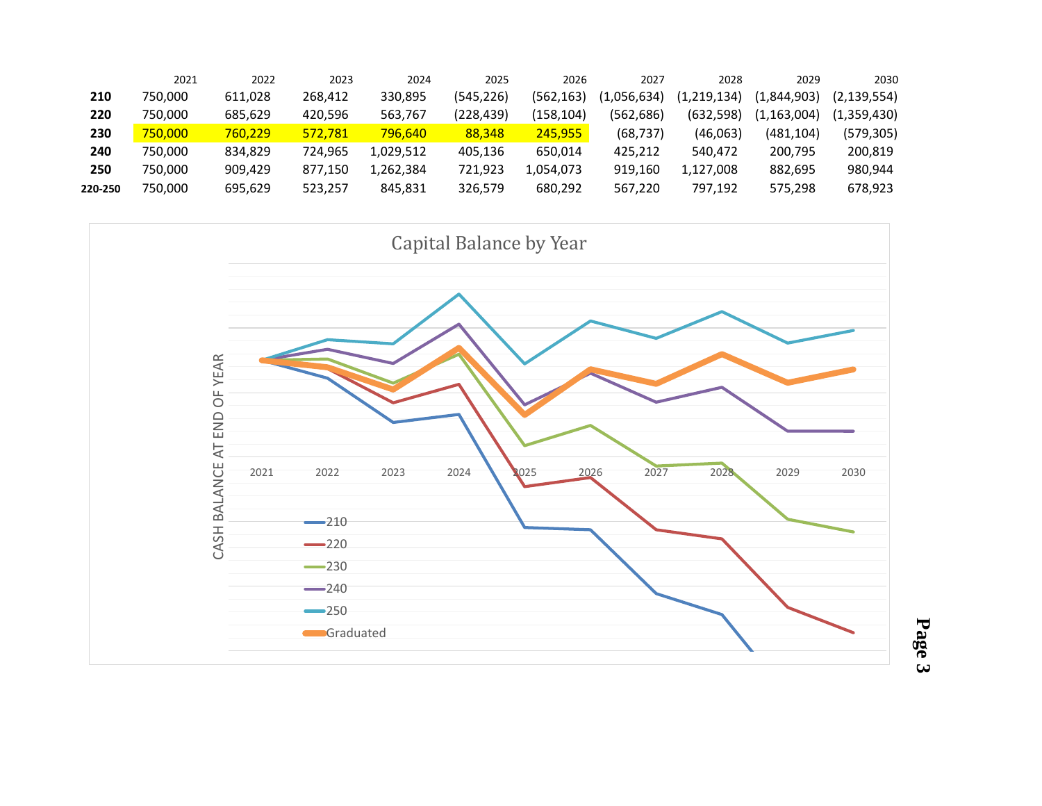| | 2021 | 2022 | 2023 | 2024 | 2025 | 2026 | 2027 | 2028 | 2029 | 2030 |
|---|---|---|---|---|---|---|---|---|---|---|
| **210** | 750,000 | 611,028 | 268,412 | 330,895 | (545,226) | (562,163) | (1,056,634) | (1,219,134) | (1,844,903) | (2,139,554) |
| **220** | 750,000 | 685,629 | 420,596 | 563,767 | (228,439) | (158,104) | (562,686) | (632,598) | (1,163,004) | (1,359,430) |
| **230** | 750,000 | 760,229 | 572,781 | 796,640 | 88,348 | 245,955 | (68,737) | (46,063) | (481,104) | (579,305) |
| **240** | 750,000 | 834,829 | 724,965 | 1,029,512 | 405,136 | 650,014 | 425,212 | 540,472 | 200,795 | 200,819 |
| **250** | 750,000 | 909,429 | 877,150 | 1,262,384 | 721,923 | 1,054,073 | 919,160 | 1,127,008 | 882,695 | 980,944 |
| **220-250** | 750,000 | 695,629 | 523,257 | 845,831 | 326,579 | 680,292 | 567,220 | 797,192 | 575,298 | 678,923 |

Capital Balance by Year

CASH BALANCE AT END OF YEAR

2021 2022 2023 2024 2025 2026 2027 2028 2029 2030

210, 220, 230, 240, 250, Graduated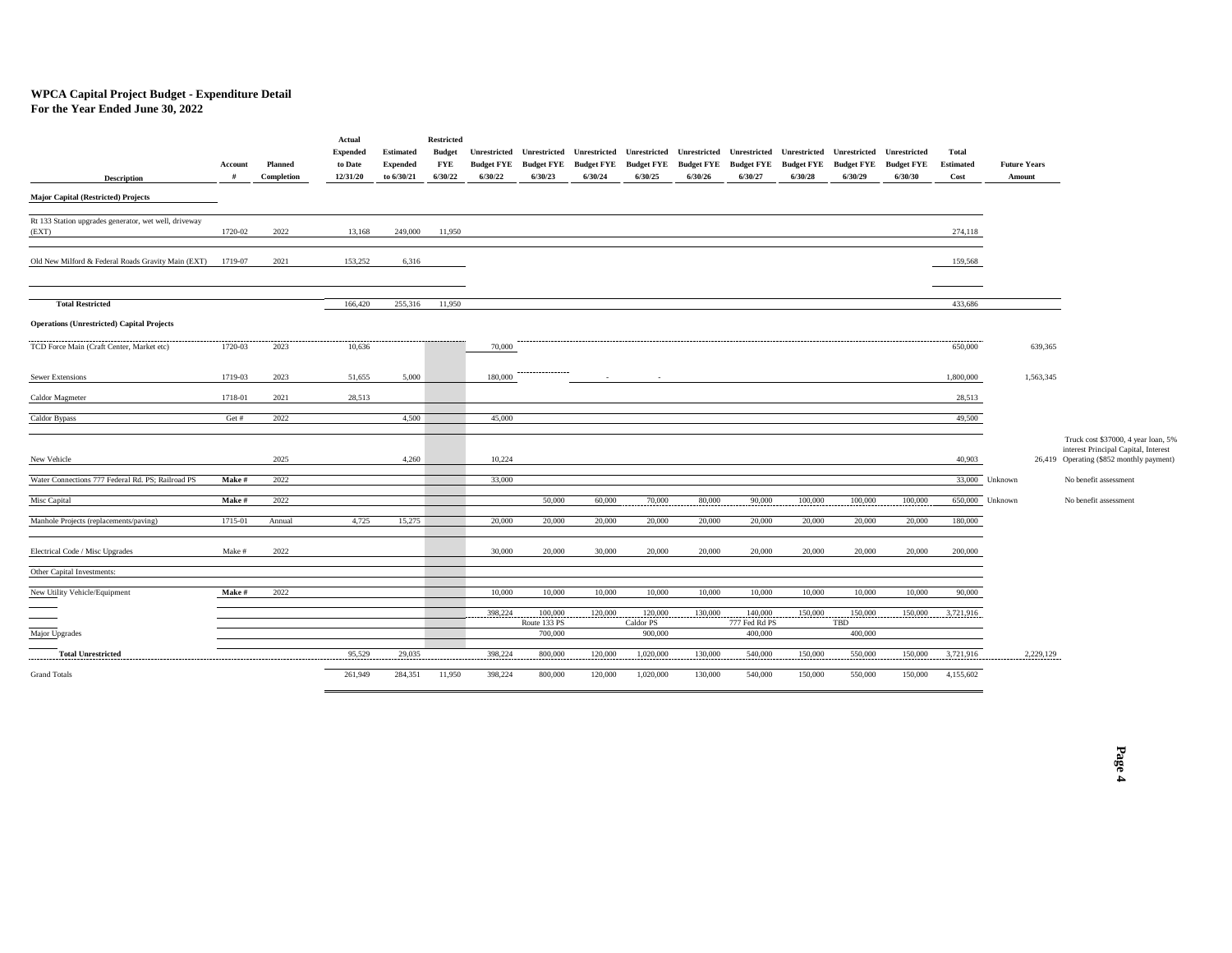# WPCA Capital Project Budget - Expenditure Detail
## For the Year Ended June 30, 2022

| Description | Account # | Planned Completion | Actual Expended to Date 12/31/20 | Estimated Expended to 6/30/21 | Restricted Budget FYE 6/30/22 | Unrestricted Budget FYE 6/30/22 | Unrestricted Budget FYE 6/30/23 | Unrestricted Budget FYE 6/30/24 | Unrestricted Budget FYE 6/30/25 | Unrestricted Budget FYE 6/30/26 | Unrestricted Budget FYE 6/30/27 | Unrestricted Budget FYE 6/30/28 | Unrestricted Budget FYE 6/30/29 | Unrestricted Budget FYE 6/30/30 | Total Estimated Cost | Future Years Amount | |
|---|---|---|---|---|---|---|---|---|---|---|---|---|---|---|---|---|---|
| **Major Capital (Restricted) Projects** | | | | | | | | | | | | | | | | | |
| Rt 133 Station upgrades generator, wet well, driveway (EXT) | 1720-02 | 2022 | 13,168 | 249,000 | 11,950 | | | | | | | | | | 274,118 | | |
| Old New Milford & Federal Roads Gravity Main (EXT) | 1719-07 | 2021 | 153,252 | 6,316 | | | | | | | | | | | 159,568 | | |
| **Total Restricted** | | | 166,420 | 255,316 | 11,950 | | | | | | | | | | 433,686 | | |
| **Operations (Unrestricted) Capital Projects** | | | | | | | | | | | | | | | | | |
| TCD Force Main (Craft Center, Market etc) | 1720-03 | 2023 | 10,636 | | | 70,000 | | | | | | | | | 650,000 | 639,365 | |
| Sewer Extensions | 1719-03 | 2023 | 51,655 | 5,000 | | 180,000 | | - | - | | | | | | 1,800,000 | 1,563,345 | |
| Caldor Magmeter | 1718-01 | 2021 | 28,513 | | | | | | | | | | | | 28,513 | | |
| Caldor Bypass | Get # | 2022 | | 4,500 | | 45,000 | | | | | | | | | 49,500 | | |
| New Vehicle | | 2025 | | 4,260 | | 10,224 | | | | | | | | | 40,903 | 26,419 | Truck cost $37000, 4 year loan, 5% interest Principal Capital, Interest Operating ($852 monthly payment) |
| Water Connections 777 Federal Rd. PS; Railroad PS | **Make #** | 2022 | | | | 33,000 | | | | | | | | | 33,000 | Unknown | No benefit assessment |
| Misc Capital | **Make #** | 2022 | | | | | 50,000 | 60,000 | 70,000 | 80,000 | 90,000 | 100,000 | 100,000 | 100,000 | 650,000 | Unknown | No benefit assessment |
| Manhole Projects (replacements/paving) | 1715-01 | Annual | 4,725 | 15,275 | | 20,000 | 20,000 | 20,000 | 20,000 | 20,000 | 20,000 | 20,000 | 20,000 | 20,000 | 180,000 | | |
| Electrical Code / Misc Upgrades | Make # | 2022 | | | | 30,000 | 20,000 | 30,000 | 20,000 | 20,000 | 20,000 | 20,000 | 20,000 | 20,000 | 200,000 | | |
| Other Capital Investments: | | | | | | | | | | | | | | | | | |
| New Utility Vehicle/Equipment | **Make #** | 2022 | | | | 10,000 | 10,000 | 10,000 | 10,000 | 10,000 | 10,000 | 10,000 | 10,000 | 10,000 | 90,000 | | |
| | | | | | | 398,224 | 100,000 | 120,000 | 120,000 | 130,000 | 140,000 | 150,000 | 150,000 | 150,000 | 3,721,916 | | |
| | | | | | | | Route 133 PS | | Caldor PS | | 777 Fed Rd PS | | TBD | | | | |
| Major Upgrades | | | | | | | 700,000 | | 900,000 | | 400,000 | | 400,000 | | | | |
| **Total Unrestricted** | | | 95,529 | 29,035 | | 398,224 | 800,000 | 120,000 | 1,020,000 | 130,000 | 540,000 | 150,000 | 550,000 | 150,000 | 3,721,916 | 2,229,129 | |
| Grand Totals | | | 261,949 | 284,351 | 11,950 | 398,224 | 800,000 | 120,000 | 1,020,000 | 130,000 | 540,000 | 150,000 | 550,000 | 150,000 | 4,155,602 | | |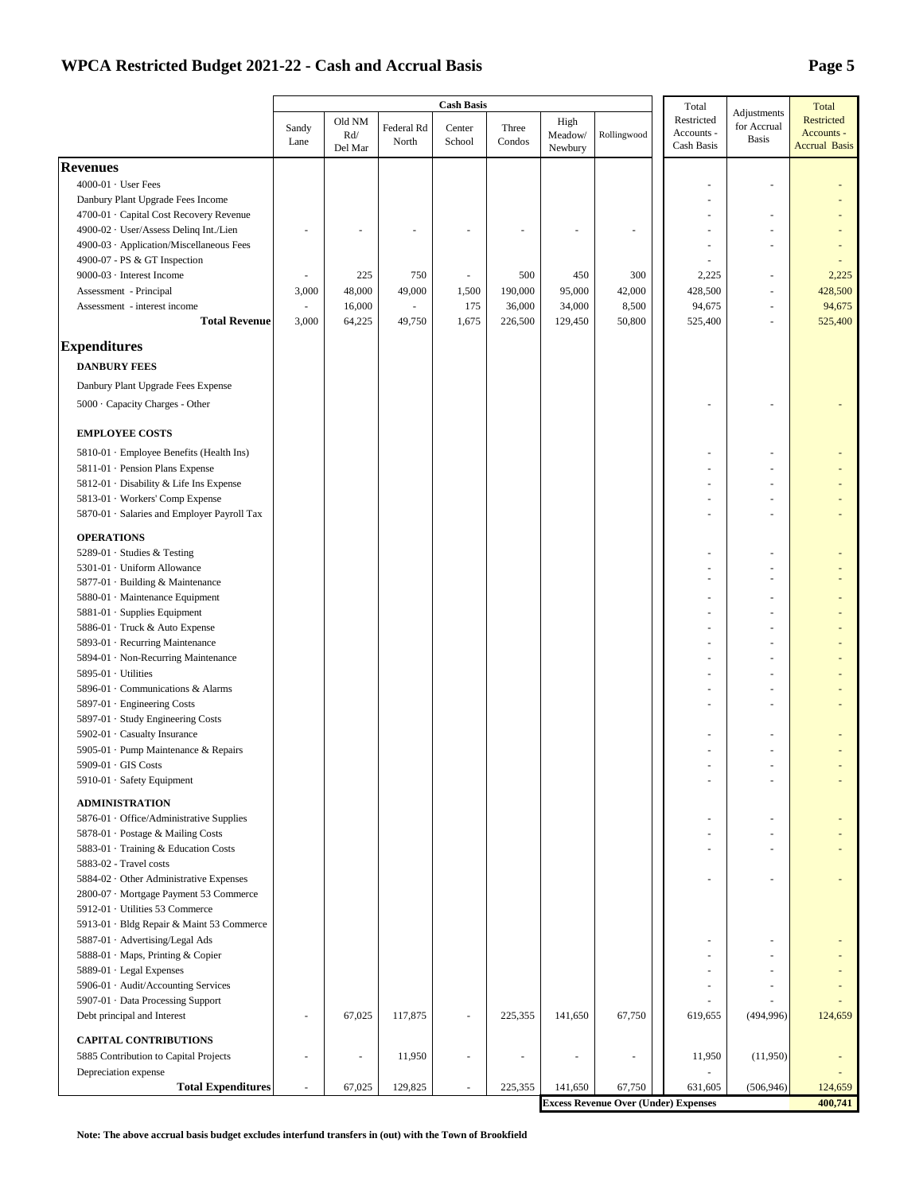## WPCA Restricted Budget 2021-22 - Cash and Accrual Basis

| | Cash Basis | | | | | | | | | |
|---|---|---|---|---|---|---|---|---|---|---|
| | Sandy Lane | Old NM Rd/ Del Mar | Federal Rd North | Center School | Three Condos | High Meadow/ Newbury | Rollingwood | Total Restricted Accounts - Cash Basis | Adjustments for Accrual Basis | Total Restricted Accounts - Accrual Basis |
| **Revenues** | | | | | | | | | | |
| 4000-01 · User Fees | | | | | | | | - | - | - |
| Danbury Plant Upgrade Fees Income | | | | | | | | - | | - |
| 4700-01 · Capital Cost Recovery Revenue | | | | | | | | - | - | - |
| 4900-02 · User/Assess Delinq Int./Lien | - | - | - | - | - | - | - | - | - | - |
| 4900-03 · Application/Miscellaneous Fees | | | | | | | | - | - | - |
| 4900-07 - PS & GT Inspection | | | | | | | | - | | - |
| 9000-03 · Interest Income | - | 225 | 750 | - | 500 | 450 | 300 | 2,225 | - | 2,225 |
| Assessment - Principal | 3,000 | 48,000 | 49,000 | 1,500 | 190,000 | 95,000 | 42,000 | 428,500 | - | 428,500 |
| Assessment - interest income | - | 16,000 | - | 175 | 36,000 | 34,000 | 8,500 | 94,675 | - | 94,675 |
| **Total Revenue** | 3,000 | 64,225 | 49,750 | 1,675 | 226,500 | 129,450 | 50,800 | 525,400 | - | 525,400 |
| **Expenditures** | | | | | | | | | | |
| **DANBURY FEES** | | | | | | | | | | |
| Danbury Plant Upgrade Fees Expense | | | | | | | | | | |
| 5000 · Capacity Charges - Other | | | | | | | | - | - | - |
| **EMPLOYEE COSTS** | | | | | | | | | | |
| 5810-01 · Employee Benefits (Health Ins) | | | | | | | | - | - | - |
| 5811-01 · Pension Plans Expense | | | | | | | | - | - | - |
| 5812-01 · Disability & Life Ins Expense | | | | | | | | - | - | - |
| 5813-01 · Workers' Comp Expense | | | | | | | | - | - | - |
| 5870-01 · Salaries and Employer Payroll Tax | | | | | | | | - | - | - |
| **OPERATIONS** | | | | | | | | | | |
| 5289-01 · Studies & Testing | | | | | | | | - | - | - |
| 5301-01 · Uniform Allowance | | | | | | | | - | - | - |
| 5877-01 · Building & Maintenance | | | | | | | | - | - | - |
| 5880-01 · Maintenance Equipment | | | | | | | | - | - | - |
| 5881-01 · Supplies Equipment | | | | | | | | - | - | - |
| 5886-01 · Truck & Auto Expense | | | | | | | | - | - | - |
| 5893-01 · Recurring Maintenance | | | | | | | | - | - | - |
| 5894-01 · Non-Recurring Maintenance | | | | | | | | - | - | - |
| 5895-01 · Utilities | | | | | | | | - | - | - |
| 5896-01 · Communications & Alarms | | | | | | | | - | - | - |
| 5897-01 · Engineering Costs | | | | | | | | - | - | - |
| 5897-01 · Study Engineering Costs | | | | | | | | | | |
| 5902-01 · Casualty Insurance | | | | | | | | - | - | - |
| 5905-01 · Pump Maintenance & Repairs | | | | | | | | - | - | - |
| 5909-01 · GIS Costs | | | | | | | | - | - | - |
| 5910-01 · Safety Equipment | | | | | | | | - | - | - |
| **ADMINISTRATION** | | | | | | | | | | |
| 5876-01 · Office/Administrative Supplies | | | | | | | | - | - | - |
| 5878-01 · Postage & Mailing Costs | | | | | | | | - | - | - |
| 5883-01 · Training & Education Costs | | | | | | | | - | - | - |
| 5883-02 - Travel costs | | | | | | | | | | |
| 5884-02 · Other Administrative Expenses | | | | | | | | - | - | - |
| 2800-07 · Mortgage Payment 53 Commerce | | | | | | | | | | |
| 5912-01 · Utilities 53 Commerce | | | | | | | | | | |
| 5913-01 · Bldg Repair & Maint 53 Commerce | | | | | | | | | | |
| 5887-01 · Advertising/Legal Ads | | | | | | | | - | - | - |
| 5888-01 · Maps, Printing & Copier | | | | | | | | - | - | - |
| 5889-01 · Legal Expenses | | | | | | | | - | - | - |
| 5906-01 · Audit/Accounting Services | | | | | | | | - | - | - |
| 5907-01 · Data Processing Support | | | | | | | | - | - | - |
| Debt principal and Interest | - | 67,025 | 117,875 | - | 225,355 | 141,650 | 67,750 | 619,655 | (494,996) | 124,659 |
| **CAPITAL CONTRIBUTIONS** | | | | | | | | | | |
| 5885 Contribution to Capital Projects | - | - | 11,950 | - | - | - | - | 11,950 | (11,950) | - |
| Depreciation expense | | | | | | | | - | | - |
| **Total Expenditures** | - | 67,025 | 129,825 | - | 225,355 | 141,650 | 67,750 | 631,605 | (506,946) | 124,659 |
| | | | | | | **Excess Revenue Over (Under) Expenses** | | | | **400,741** |

**Note: The above accrual basis budget excludes interfund transfers in (out) with the Town of Brookfield**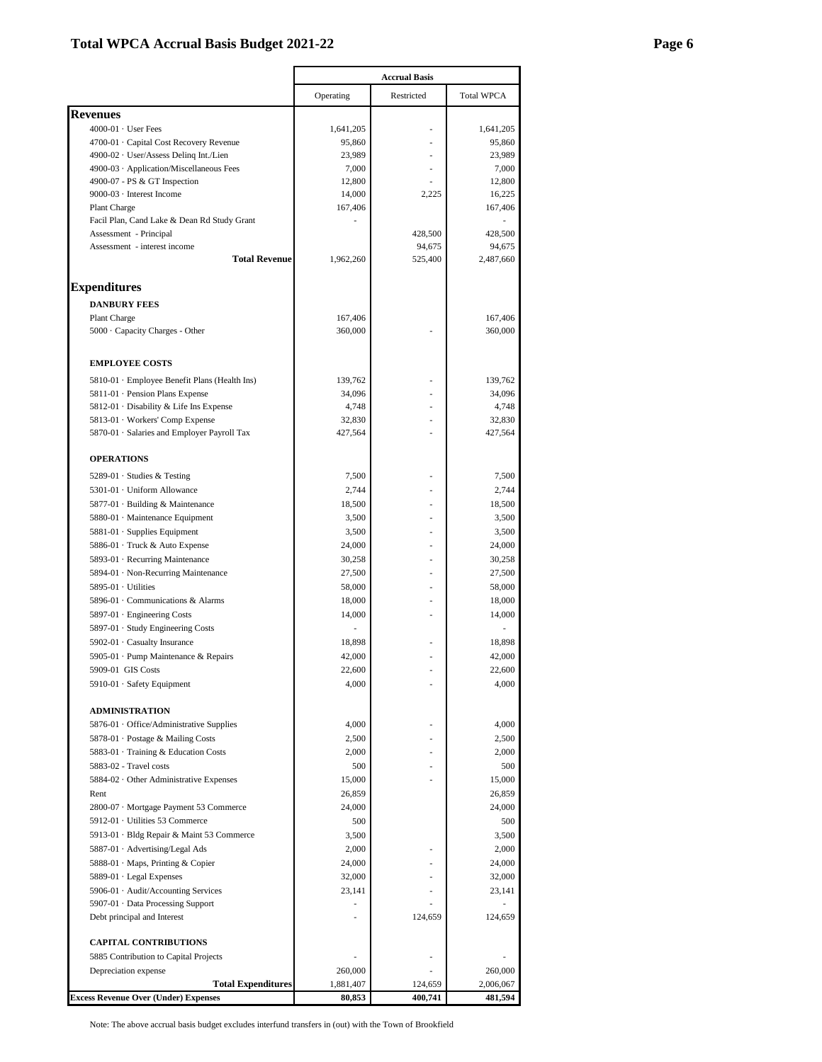## Total WPCA Accrual Basis Budget 2021-22

| | Accrual Basis | | |
|---|---|---|---|
| | Operating | Restricted | Total WPCA |
| **Revenues** | | | |
| 4000-01 · User Fees | 1,641,205 | - | 1,641,205 |
| 4700-01 · Capital Cost Recovery Revenue | 95,860 | - | 95,860 |
| 4900-02 · User/Assess Delinq Int./Lien | 23,989 | - | 23,989 |
| 4900-03 · Application/Miscellaneous Fees | 7,000 | - | 7,000 |
| 4900-07 - PS & GT Inspection | 12,800 | - | 12,800 |
| 9000-03 · Interest Income | 14,000 | 2,225 | 16,225 |
| Plant Charge | 167,406 | | 167,406 |
| Facil Plan, Cand Lake & Dean Rd Study Grant | - | | - |
| Assessment - Principal | | 428,500 | 428,500 |
| Assessment - interest income | | 94,675 | 94,675 |
| **Total Revenue** | 1,962,260 | 525,400 | 2,487,660 |
| **Expenditures** | | | |
| **DANBURY FEES** | | | |
| Plant Charge | 167,406 | | 167,406 |
| 5000 · Capacity Charges - Other | 360,000 | - | 360,000 |
| **EMPLOYEE COSTS** | | | |
| 5810-01 · Employee Benefit Plans (Health Ins) | 139,762 | - | 139,762 |
| 5811-01 · Pension Plans Expense | 34,096 | - | 34,096 |
| 5812-01 · Disability & Life Ins Expense | 4,748 | - | 4,748 |
| 5813-01 · Workers' Comp Expense | 32,830 | - | 32,830 |
| 5870-01 · Salaries and Employer Payroll Tax | 427,564 | - | 427,564 |
| **OPERATIONS** | | | |
| 5289-01 · Studies & Testing | 7,500 | - | 7,500 |
| 5301-01 · Uniform Allowance | 2,744 | - | 2,744 |
| 5877-01 · Building & Maintenance | 18,500 | - | 18,500 |
| 5880-01 · Maintenance Equipment | 3,500 | - | 3,500 |
| 5881-01 · Supplies Equipment | 3,500 | - | 3,500 |
| 5886-01 · Truck & Auto Expense | 24,000 | - | 24,000 |
| 5893-01 · Recurring Maintenance | 30,258 | - | 30,258 |
| 5894-01 · Non-Recurring Maintenance | 27,500 | - | 27,500 |
| 5895-01 · Utilities | 58,000 | - | 58,000 |
| 5896-01 · Communications & Alarms | 18,000 | - | 18,000 |
| 5897-01 · Engineering Costs | 14,000 | - | 14,000 |
| 5897-01 · Study Engineering Costs | - | | - |
| 5902-01 · Casualty Insurance | 18,898 | - | 18,898 |
| 5905-01 · Pump Maintenance & Repairs | 42,000 | - | 42,000 |
| 5909-01 GIS Costs | 22,600 | - | 22,600 |
| 5910-01 · Safety Equipment | 4,000 | - | 4,000 |
| **ADMINISTRATION** | | | |
| 5876-01 · Office/Administrative Supplies | 4,000 | - | 4,000 |
| 5878-01 · Postage & Mailing Costs | 2,500 | - | 2,500 |
| 5883-01 · Training & Education Costs | 2,000 | - | 2,000 |
| 5883-02 - Travel costs | 500 | - | 500 |
| 5884-02 · Other Administrative Expenses | 15,000 | - | 15,000 |
| Rent | 26,859 | | 26,859 |
| 2800-07 · Mortgage Payment 53 Commerce | 24,000 | | 24,000 |
| 5912-01 · Utilities 53 Commerce | 500 | | 500 |
| 5913-01 · Bldg Repair & Maint 53 Commerce | 3,500 | | 3,500 |
| 5887-01 · Advertising/Legal Ads | 2,000 | - | 2,000 |
| 5888-01 · Maps, Printing & Copier | 24,000 | - | 24,000 |
| 5889-01 · Legal Expenses | 32,000 | - | 32,000 |
| 5906-01 · Audit/Accounting Services | 23,141 | - | 23,141 |
| 5907-01 · Data Processing Support | - | - | - |
| Debt principal and Interest | - | 124,659 | 124,659 |
| **CAPITAL CONTRIBUTIONS** | | | |
| 5885 Contribution to Capital Projects | - | - | - |
| Depreciation expense | 260,000 | - | 260,000 |
| **Total Expenditures** | 1,881,407 | 124,659 | 2,006,067 |
| **Excess Revenue Over (Under) Expenses** | **80,853** | **400,741** | **481,594** |

Note: The above accrual basis budget excludes interfund transfers in (out) with the Town of Brookfield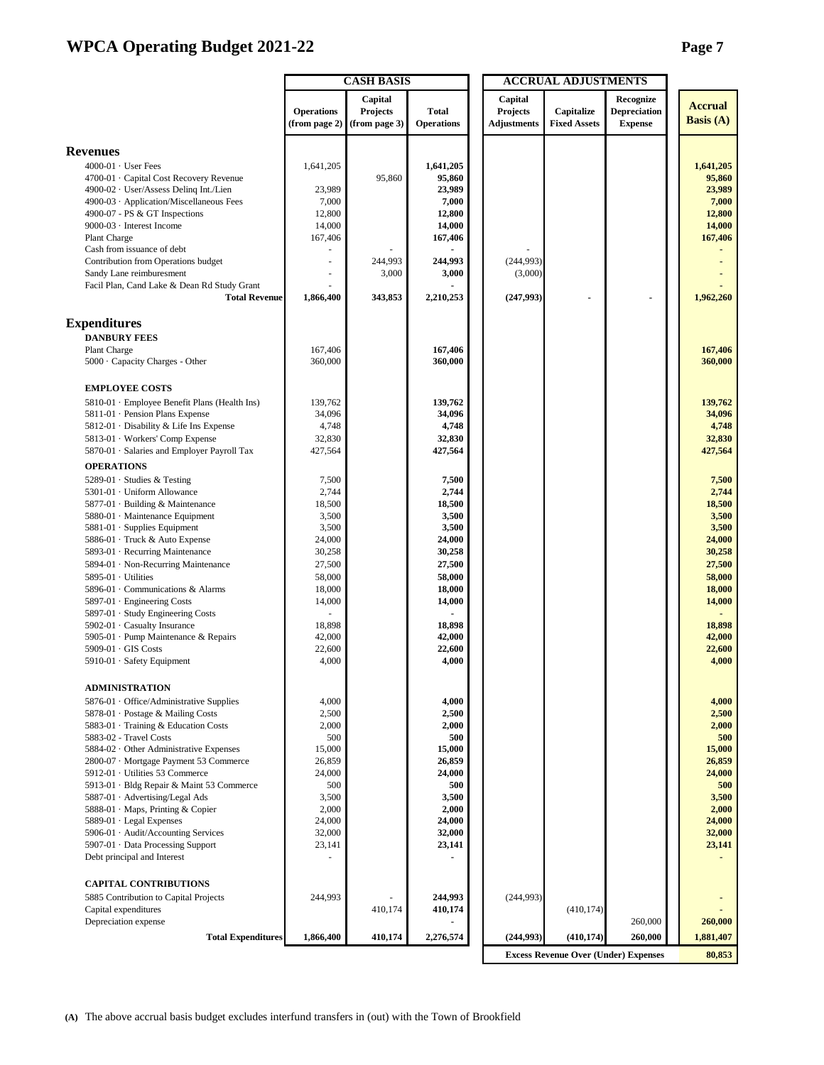# WPCA Operating Budget 2021-22

| | CASH BASIS | | | ACCRUAL ADJUSTMENTS | | | |
|---|---|---|---|---|---|---|---|
| | Operations (from page 2) | Capital Projects (from page 3) | Total Operations | Capital Projects Adjustments | Capitalize Fixed Assets | Recognize Depreciation Expense | Accrual Basis (A) |
| **Revenues** | | | | | | | |
| 4000-01 · User Fees | 1,641,205 | | **1,641,205** | | | | **1,641,205** |
| 4700-01 · Capital Cost Recovery Revenue | | 95,860 | **95,860** | | | | **95,860** |
| 4900-02 · User/Assess Delinq Int./Lien | 23,989 | | **23,989** | | | | **23,989** |
| 4900-03 · Application/Miscellaneous Fees | 7,000 | | **7,000** | | | | **7,000** |
| 4900-07 - PS & GT Inspections | 12,800 | | **12,800** | | | | **12,800** |
| 9000-03 · Interest Income | 14,000 | | **14,000** | | | | **14,000** |
| Plant Charge | 167,406 | | **167,406** | | | | **167,406** |
| Cash from issuance of debt | - | - | **-** | - | | | **-** |
| Contribution from Operations budget | - | 244,993 | **244,993** | (244,993) | | | **-** |
| Sandy Lane reimburesment | - | 3,000 | **3,000** | (3,000) | | | **-** |
| Facil Plan, Cand Lake & Dean Rd Study Grant | - | | **-** | | | | **-** |
| **Total Revenue** | **1,866,400** | **343,853** | **2,210,253** | **(247,993)** | **-** | **-** | **1,962,260** |
| **Expenditures** | | | | | | | |
| **DANBURY FEES** | | | | | | | |
| Plant Charge | 167,406 | | **167,406** | | | | **167,406** |
| 5000 · Capacity Charges - Other | 360,000 | | **360,000** | | | | **360,000** |
| **EMPLOYEE COSTS** | | | | | | | |
| 5810-01 · Employee Benefit Plans (Health Ins) | 139,762 | | **139,762** | | | | **139,762** |
| 5811-01 · Pension Plans Expense | 34,096 | | **34,096** | | | | **34,096** |
| 5812-01 · Disability & Life Ins Expense | 4,748 | | **4,748** | | | | **4,748** |
| 5813-01 · Workers' Comp Expense | 32,830 | | **32,830** | | | | **32,830** |
| 5870-01 · Salaries and Employer Payroll Tax | 427,564 | | **427,564** | | | | **427,564** |
| **OPERATIONS** | | | | | | | |
| 5289-01 · Studies & Testing | 7,500 | | **7,500** | | | | **7,500** |
| 5301-01 · Uniform Allowance | 2,744 | | **2,744** | | | | **2,744** |
| 5877-01 · Building & Maintenance | 18,500 | | **18,500** | | | | **18,500** |
| 5880-01 · Maintenance Equipment | 3,500 | | **3,500** | | | | **3,500** |
| 5881-01 · Supplies Equipment | 3,500 | | **3,500** | | | | **3,500** |
| 5886-01 · Truck & Auto Expense | 24,000 | | **24,000** | | | | **24,000** |
| 5893-01 · Recurring Maintenance | 30,258 | | **30,258** | | | | **30,258** |
| 5894-01 · Non-Recurring Maintenance | 27,500 | | **27,500** | | | | **27,500** |
| 5895-01 · Utilities | 58,000 | | **58,000** | | | | **58,000** |
| 5896-01 · Communications & Alarms | 18,000 | | **18,000** | | | | **18,000** |
| 5897-01 · Engineering Costs | 14,000 | | **14,000** | | | | **14,000** |
| 5897-01 · Study Engineering Costs | - | | **-** | | | | **-** |
| 5902-01 · Casualty Insurance | 18,898 | | **18,898** | | | | **18,898** |
| 5905-01 · Pump Maintenance & Repairs | 42,000 | | **42,000** | | | | **42,000** |
| 5909-01 · GIS Costs | 22,600 | | **22,600** | | | | **22,600** |
| 5910-01 · Safety Equipment | 4,000 | | **4,000** | | | | **4,000** |
| **ADMINISTRATION** | | | | | | | |
| 5876-01 · Office/Administrative Supplies | 4,000 | | **4,000** | | | | **4,000** |
| 5878-01 · Postage & Mailing Costs | 2,500 | | **2,500** | | | | **2,500** |
| 5883-01 · Training & Education Costs | 2,000 | | **2,000** | | | | **2,000** |
| 5883-02 - Travel Costs | 500 | | **500** | | | | **500** |
| 5884-02 · Other Administrative Expenses | 15,000 | | **15,000** | | | | **15,000** |
| 2800-07 · Mortgage Payment 53 Commerce | 26,859 | | **26,859** | | | | **26,859** |
| 5912-01 · Utilities 53 Commerce | 24,000 | | **24,000** | | | | **24,000** |
| 5913-01 · Bldg Repair & Maint 53 Commerce | 500 | | **500** | | | | **500** |
| 5887-01 · Advertising/Legal Ads | 3,500 | | **3,500** | | | | **3,500** |
| 5888-01 · Maps, Printing & Copier | 2,000 | | **2,000** | | | | **2,000** |
| 5889-01 · Legal Expenses | 24,000 | | **24,000** | | | | **24,000** |
| 5906-01 · Audit/Accounting Services | 32,000 | | **32,000** | | | | **32,000** |
| 5907-01 · Data Processing Support | 23,141 | | **23,141** | | | | **23,141** |
| Debt principal and Interest | - | | **-** | | | | **-** |
| **CAPITAL CONTRIBUTIONS** | | | | | | | |
| 5885 Contribution to Capital Projects | 244,993 | - | **244,993** | (244,993) | | | **-** |
| Capital expenditures | | 410,174 | **410,174** | | (410,174) | | **-** |
| Depreciation expense | | | **-** | | | 260,000 | **260,000** |
| **Total Expenditures** | **1,866,400** | **410,174** | **2,276,574** | **(244,993)** | **(410,174)** | **260,000** | **1,881,407** |
| | | | | **Excess Revenue Over (Under) Expenses** | | | **80,853** |

**(A)** The above accrual basis budget excludes interfund transfers in (out) with the Town of Brookfield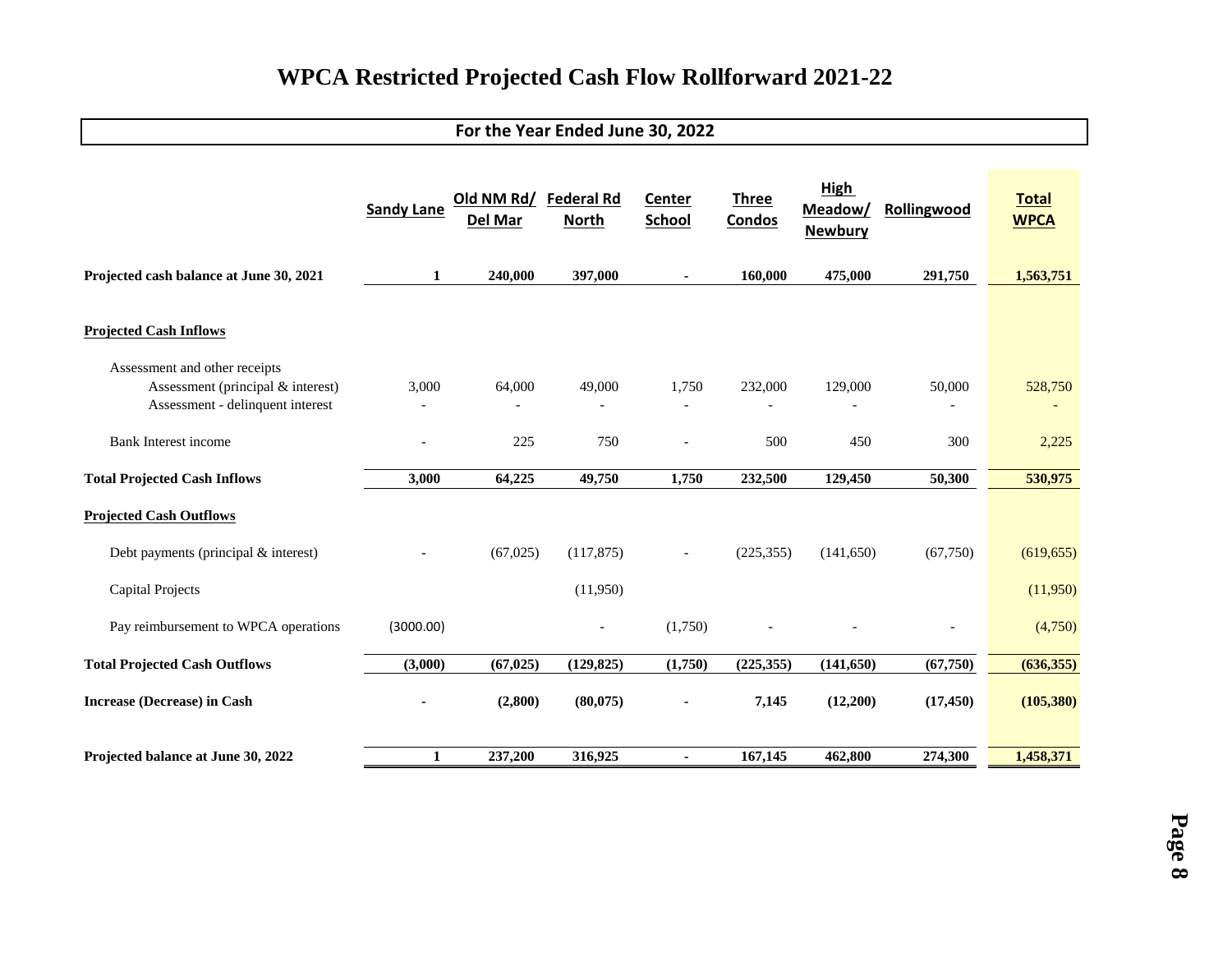# WPCA Restricted Projected Cash Flow Rollforward 2021-22

## For the Year Ended June 30, 2022

| | Sandy Lane | Old NM Rd/ Del Mar | Federal Rd North | Center School | Three Condos | High Meadow/ Newbury | Rollingwood | Total WPCA |
|---|---|---|---|---|---|---|---|---|
| **Projected cash balance at June 30, 2021** | **1** | **240,000** | **397,000** | **-** | **160,000** | **475,000** | **291,750** | **1,563,751** |
| **Projected Cash Inflows** | | | | | | | | |
| Assessment and other receipts | | | | | | | | |
| Assessment (principal & interest) | 3,000 | 64,000 | 49,000 | 1,750 | 232,000 | 129,000 | 50,000 | 528,750 |
| Assessment - delinquent interest | - | - | - | - | - | - | - | - |
| Bank Interest income | - | 225 | 750 | - | 500 | 450 | 300 | 2,225 |
| **Total Projected Cash Inflows** | **3,000** | **64,225** | **49,750** | **1,750** | **232,500** | **129,450** | **50,300** | **530,975** |
| **Projected Cash Outflows** | | | | | | | | |
| Debt payments (principal & interest) | - | (67,025) | (117,875) | - | (225,355) | (141,650) | (67,750) | (619,655) |
| Capital Projects | | | (11,950) | | | | | (11,950) |
| Pay reimbursement to WPCA operations | (3000.00) | | - | (1,750) | - | - | - | (4,750) |
| **Total Projected Cash Outflows** | **(3,000)** | **(67,025)** | **(129,825)** | **(1,750)** | **(225,355)** | **(141,650)** | **(67,750)** | **(636,355)** |
| **Increase (Decrease) in Cash** | **-** | **(2,800)** | **(80,075)** | **-** | **7,145** | **(12,200)** | **(17,450)** | **(105,380)** |
| **Projected balance at June 30, 2022** | **1** | **237,200** | **316,925** | **-** | **167,145** | **462,800** | **274,300** | **1,458,371** |